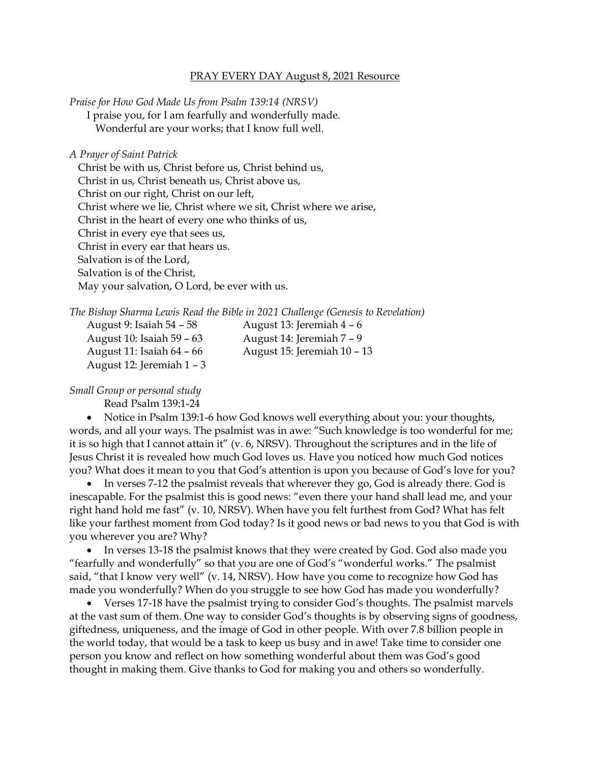# PRAY EVERY DAY August 8, 2021 Resource

*Praise for How God Made Us from Psalm 139:14 (NRSV)*

I praise you, for I am fearfully and wonderfully made.
Wonderful are your works; that I know full well.

*A Prayer of Saint Patrick*

Christ be with us, Christ before us, Christ behind us,
Christ in us, Christ beneath us, Christ above us,
Christ on our right, Christ on our left,
Christ where we lie, Christ where we sit, Christ where we arise,
Christ in the heart of every one who thinks of us,
Christ in every eye that sees us,
Christ in every ear that hears us.
Salvation is of the Lord,
Salvation is of the Christ,
May your salvation, O Lord, be ever with us.

*The Bishop Sharma Lewis Read the Bible in 2021 Challenge (Genesis to Revelation)*

August 9: Isaiah 54 – 58
August 10: Isaiah 59 – 63
August 11: Isaiah 64 – 66
August 12: Jeremiah 1 – 3
August 13: Jeremiah 4 – 6
August 14: Jeremiah 7 – 9
August 15: Jeremiah 10 – 13

*Small Group or personal study*

Read Psalm 139:1-24

- Notice in Psalm 139:1-6 how God knows well everything about you: your thoughts, words, and all your ways. The psalmist was in awe: "Such knowledge is too wonderful for me; it is so high that I cannot attain it" (v. 6, NRSV). Throughout the scriptures and in the life of Jesus Christ it is revealed how much God loves us. Have you noticed how much God notices you? What does it mean to you that God's attention is upon you because of God's love for you?
- In verses 7-12 the psalmist reveals that wherever they go, God is already there. God is inescapable. For the psalmist this is good news: "even there your hand shall lead me, and your right hand hold me fast" (v. 10, NRSV). When have you felt furthest from God? What has felt like your farthest moment from God today? Is it good news or bad news to you that God is with you wherever you are? Why?
- In verses 13-18 the psalmist knows that they were created by God. God also made you "fearfully and wonderfully" so that you are one of God's "wonderful works." The psalmist said, "that I know very well" (v. 14, NRSV). How have you come to recognize how God has made you wonderfully? When do you struggle to see how God has made you wonderfully?
- Verses 17-18 have the psalmist trying to consider God's thoughts. The psalmist marvels at the vast sum of them. One way to consider God's thoughts is by observing signs of goodness, giftedness, uniqueness, and the image of God in other people. With over 7.8 billion people in the world today, that would be a task to keep us busy and in awe! Take time to consider one person you know and reflect on how something wonderful about them was God's good thought in making them. Give thanks to God for making you and others so wonderfully.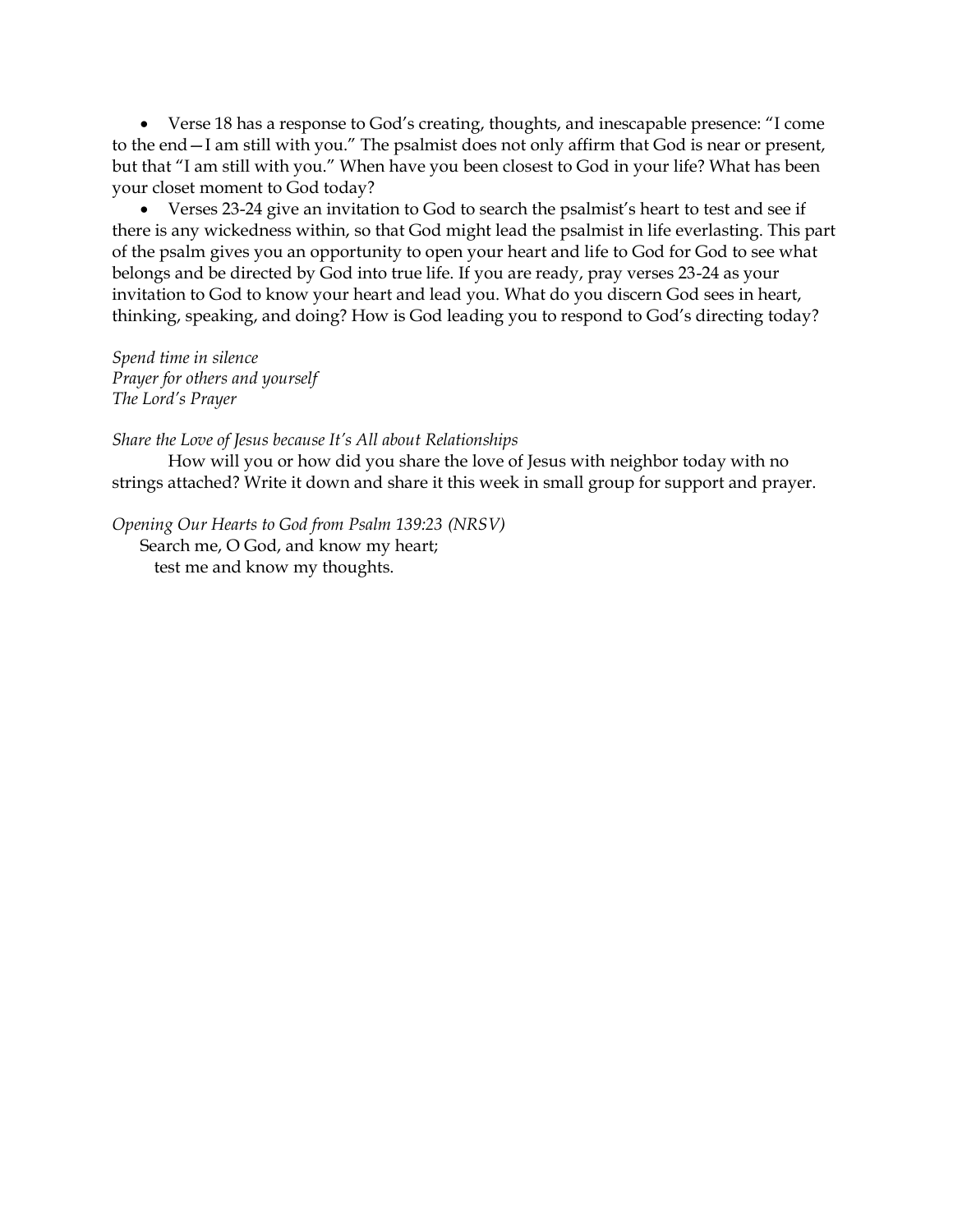- Verse 18 has a response to God's creating, thoughts, and inescapable presence: "I come to the end—I am still with you." The psalmist does not only affirm that God is near or present, but that "I am still with you." When have you been closest to God in your life? What has been your closet moment to God today?
- Verses 23-24 give an invitation to God to search the psalmist's heart to test and see if there is any wickedness within, so that God might lead the psalmist in life everlasting. This part of the psalm gives you an opportunity to open your heart and life to God for God to see what belongs and be directed by God into true life. If you are ready, pray verses 23-24 as your invitation to God to know your heart and lead you. What do you discern God sees in heart, thinking, speaking, and doing? How is God leading you to respond to God's directing today?

*Spend time in silence*
*Prayer for others and yourself*
*The Lord's Prayer*

*Share the Love of Jesus because It's All about Relationships*

How will you or how did you share the love of Jesus with neighbor today with no strings attached? Write it down and share it this week in small group for support and prayer.

*Opening Our Hearts to God from Psalm 139:23 (NRSV)*

Search me, O God, and know my heart;
test me and know my thoughts.